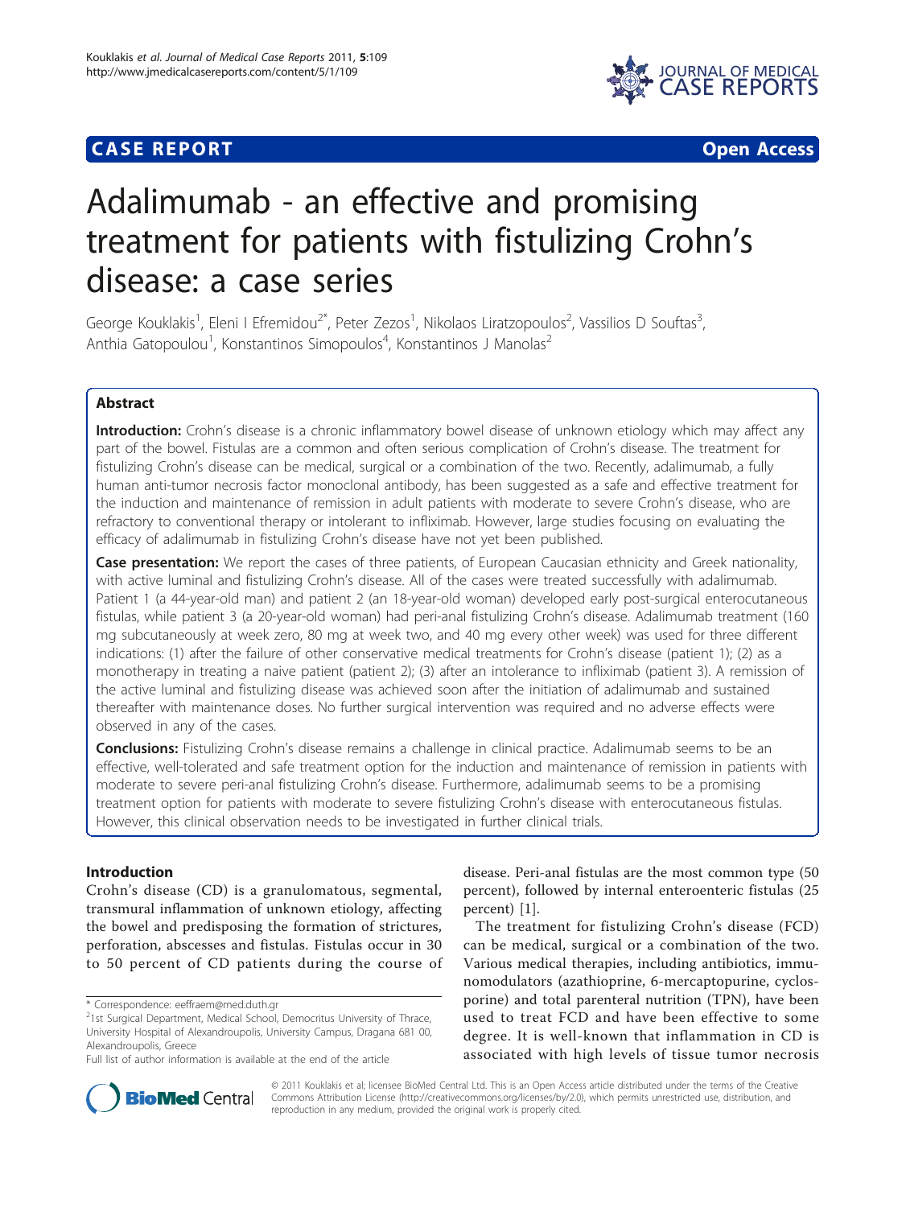**CASE REPORT** **Open Access**

# Adalimumab - an effective and promising treatment for patients with fistulizing Crohn's disease: a case series

George Kouklakis[1], Eleni I Efremidou[2*], Peter Zezos[1], Nikolaos Liratzopoulos[2], Vassilios D Souftas[3], Anthia Gatopoulou[1], Konstantinos Simopoulos[4], Konstantinos J Manolas[2]

## Abstract

**Introduction:** Crohn's disease is a chronic inflammatory bowel disease of unknown etiology which may affect any part of the bowel. Fistulas are a common and often serious complication of Crohn's disease. The treatment for fistulizing Crohn's disease can be medical, surgical or a combination of the two. Recently, adalimumab, a fully human anti-tumor necrosis factor monoclonal antibody, has been suggested as a safe and effective treatment for the induction and maintenance of remission in adult patients with moderate to severe Crohn's disease, who are refractory to conventional therapy or intolerant to infliximab. However, large studies focusing on evaluating the efficacy of adalimumab in fistulizing Crohn's disease have not yet been published.

**Case presentation:** We report the cases of three patients, of European Caucasian ethnicity and Greek nationality, with active luminal and fistulizing Crohn's disease. All of the cases were treated successfully with adalimumab. Patient 1 (a 44-year-old man) and patient 2 (an 18-year-old woman) developed early post-surgical enterocutaneous fistulas, while patient 3 (a 20-year-old woman) had peri-anal fistulizing Crohn's disease. Adalimumab treatment (160 mg subcutaneously at week zero, 80 mg at week two, and 40 mg every other week) was used for three different indications: (1) after the failure of other conservative medical treatments for Crohn's disease (patient 1); (2) as a monotherapy in treating a naive patient (patient 2); (3) after an intolerance to infliximab (patient 3). A remission of the active luminal and fistulizing disease was achieved soon after the initiation of adalimumab and sustained thereafter with maintenance doses. No further surgical intervention was required and no adverse effects were observed in any of the cases.

**Conclusions:** Fistulizing Crohn's disease remains a challenge in clinical practice. Adalimumab seems to be an effective, well-tolerated and safe treatment option for the induction and maintenance of remission in patients with moderate to severe peri-anal fistulizing Crohn's disease. Furthermore, adalimumab seems to be a promising treatment option for patients with moderate to severe fistulizing Crohn's disease with enterocutaneous fistulas. However, this clinical observation needs to be investigated in further clinical trials.

## Introduction

Crohn's disease (CD) is a granulomatous, segmental, transmural inflammation of unknown etiology, affecting the bowel and predisposing the formation of strictures, perforation, abscesses and fistulas. Fistulas occur in 30 to 50 percent of CD patients during the course of disease. Peri-anal fistulas are the most common type (50 percent), followed by internal enteroenteric fistulas (25 percent) [1].

The treatment for fistulizing Crohn's disease (FCD) can be medical, surgical or a combination of the two. Various medical therapies, including antibiotics, immunomodulators (azathioprine, 6-mercaptopurine, cyclosporine) and total parenteral nutrition (TPN), have been used to treat FCD and have been effective to some degree. It is well-known that inflammation in CD is associated with high levels of tissue tumor necrosis

\* Correspondence: eeffraem@med.duth.gr

[2]1st Surgical Department, Medical School, Democritus University of Thrace, University Hospital of Alexandroupolis, University Campus, Dragana 681 00, Alexandroupolis, Greece

Full list of author information is available at the end of the article

© 2011 Kouklakis et al; licensee BioMed Central Ltd. This is an Open Access article distributed under the terms of the Creative Commons Attribution License (http://creativecommons.org/licenses/by/2.0), which permits unrestricted use, distribution, and reproduction in any medium, provided the original work is properly cited.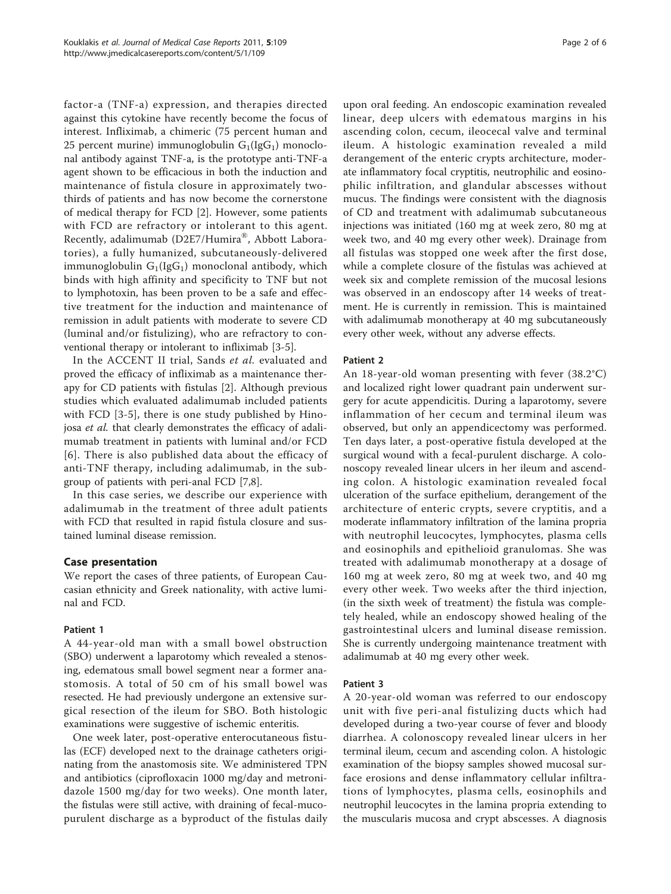factor-a (TNF-a) expression, and therapies directed against this cytokine have recently become the focus of interest. Infliximab, a chimeric (75 percent human and 25 percent murine) immunoglobulin $G_1$($IgG_1$) monoclonal antibody against TNF-a, is the prototype anti-TNF-a agent shown to be efficacious in both the induction and maintenance of fistula closure in approximately two-thirds of patients and has now become the cornerstone of medical therapy for FCD [2]. However, some patients with FCD are refractory or intolerant to this agent. Recently, adalimumab (D2E7/Humira®, Abbott Laboratories), a fully humanized, subcutaneously-delivered immunoglobulin $G_1$($IgG_1$) monoclonal antibody, which binds with high affinity and specificity to TNF but not to lymphotoxin, has been proven to be a safe and effective treatment for the induction and maintenance of remission in adult patients with moderate to severe CD (luminal and/or fistulizing), who are refractory to conventional therapy or intolerant to infliximab [3-5].

In the ACCENT II trial, Sands *et al*. evaluated and proved the efficacy of infliximab as a maintenance therapy for CD patients with fistulas [2]. Although previous studies which evaluated adalimumab included patients with FCD [3-5], there is one study published by Hinojosa *et al*. that clearly demonstrates the efficacy of adalimumab treatment in patients with luminal and/or FCD [6]. There is also published data about the efficacy of anti-TNF therapy, including adalimumab, in the subgroup of patients with peri-anal FCD [7,8].

In this case series, we describe our experience with adalimumab in the treatment of three adult patients with FCD that resulted in rapid fistula closure and sustained luminal disease remission.

## Case presentation

We report the cases of three patients, of European Caucasian ethnicity and Greek nationality, with active luminal and FCD.

### Patient 1

A 44-year-old man with a small bowel obstruction (SBO) underwent a laparotomy which revealed a stenosing, edematous small bowel segment near a former anastomosis. A total of 50 cm of his small bowel was resected. He had previously undergone an extensive surgical resection of the ileum for SBO. Both histologic examinations were suggestive of ischemic enteritis.

One week later, post-operative enterocutaneous fistulas (ECF) developed next to the drainage catheters originating from the anastomosis site. We administered TPN and antibiotics (ciprofloxacin 1000 mg/day and metronidazole 1500 mg/day for two weeks). One month later, the fistulas were still active, with draining of fecal-mucopurulent discharge as a byproduct of the fistulas daily upon oral feeding. An endoscopic examination revealed linear, deep ulcers with edematous margins in his ascending colon, cecum, ileocecal valve and terminal ileum. A histologic examination revealed a mild derangement of the enteric crypts architecture, moderate inflammatory focal cryptitis, neutrophilic and eosinophilic infiltration, and glandular abscesses without mucus. The findings were consistent with the diagnosis of CD and treatment with adalimumab subcutaneous injections was initiated (160 mg at week zero, 80 mg at week two, and 40 mg every other week). Drainage from all fistulas was stopped one week after the first dose, while a complete closure of the fistulas was achieved at week six and complete remission of the mucosal lesions was observed in an endoscopy after 14 weeks of treatment. He is currently in remission. This is maintained with adalimumab monotherapy at 40 mg subcutaneously every other week, without any adverse effects.

### Patient 2

An 18-year-old woman presenting with fever (38.2°C) and localized right lower quadrant pain underwent surgery for acute appendicitis. During a laparotomy, severe inflammation of her cecum and terminal ileum was observed, but only an appendicectomy was performed. Ten days later, a post-operative fistula developed at the surgical wound with a fecal-purulent discharge. A colonoscopy revealed linear ulcers in her ileum and ascending colon. A histologic examination revealed focal ulceration of the surface epithelium, derangement of the architecture of enteric crypts, severe cryptitis, and a moderate inflammatory infiltration of the lamina propria with neutrophil leucocytes, lymphocytes, plasma cells and eosinophils and epithelioid granulomas. She was treated with adalimumab monotherapy at a dosage of 160 mg at week zero, 80 mg at week two, and 40 mg every other week. Two weeks after the third injection, (in the sixth week of treatment) the fistula was completely healed, while an endoscopy showed healing of the gastrointestinal ulcers and luminal disease remission. She is currently undergoing maintenance treatment with adalimumab at 40 mg every other week.

### Patient 3

A 20-year-old woman was referred to our endoscopy unit with five peri-anal fistulizing ducts which had developed during a two-year course of fever and bloody diarrhea. A colonoscopy revealed linear ulcers in her terminal ileum, cecum and ascending colon. A histologic examination of the biopsy samples showed mucosal surface erosions and dense inflammatory cellular infiltrations of lymphocytes, plasma cells, eosinophils and neutrophil leucocytes in the lamina propria extending to the muscularis mucosa and crypt abscesses. A diagnosis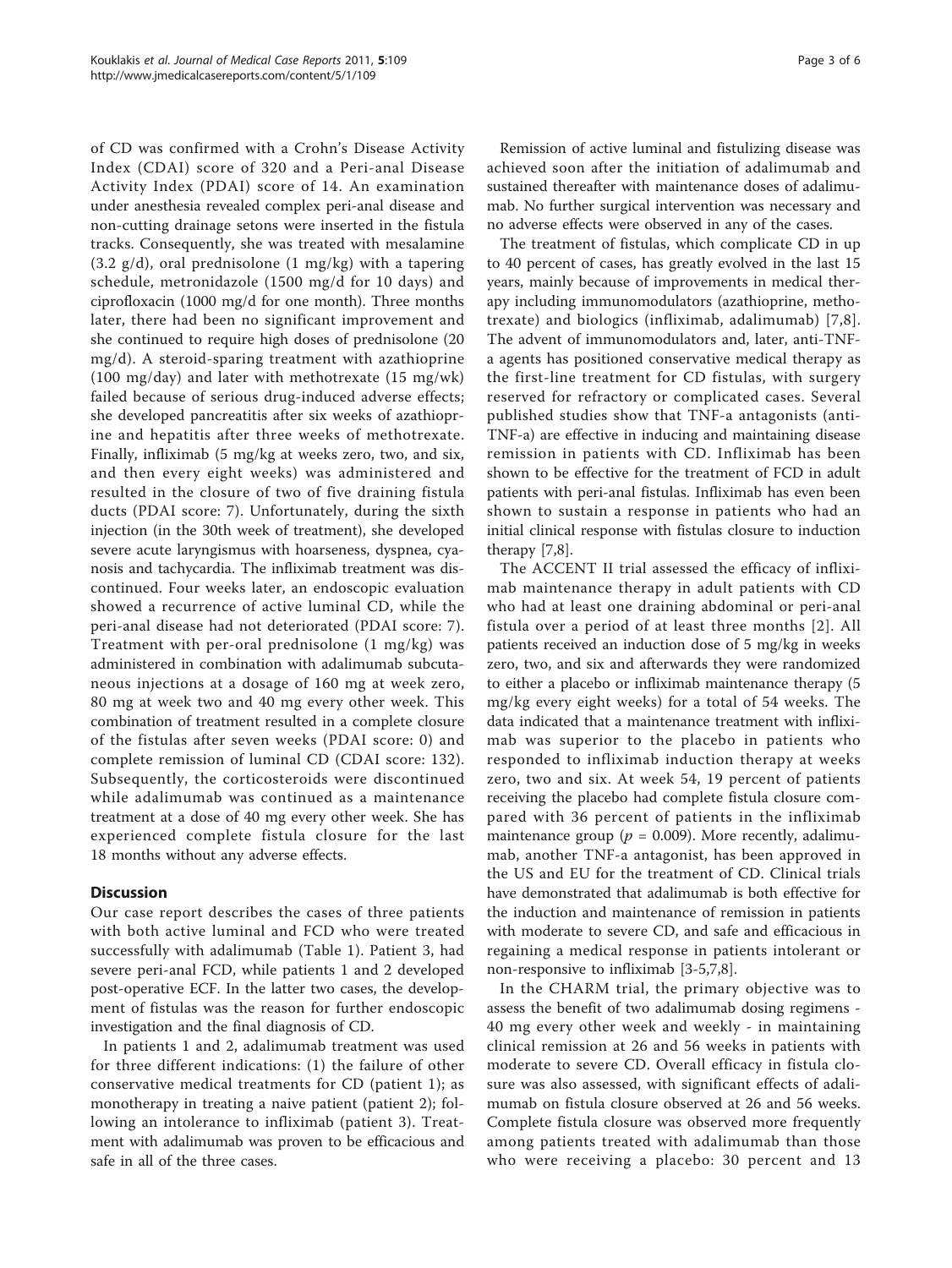of CD was confirmed with a Crohn's Disease Activity Index (CDAI) score of 320 and a Peri-anal Disease Activity Index (PDAI) score of 14. An examination under anesthesia revealed complex peri-anal disease and non-cutting drainage setons were inserted in the fistula tracks. Consequently, she was treated with mesalamine (3.2 g/d), oral prednisolone (1 mg/kg) with a tapering schedule, metronidazole (1500 mg/d for 10 days) and ciprofloxacin (1000 mg/d for one month). Three months later, there had been no significant improvement and she continued to require high doses of prednisolone (20 mg/d). A steroid-sparing treatment with azathioprine (100 mg/day) and later with methotrexate (15 mg/wk) failed because of serious drug-induced adverse effects; she developed pancreatitis after six weeks of azathioprine and hepatitis after three weeks of methotrexate. Finally, infliximab (5 mg/kg at weeks zero, two, and six, and then every eight weeks) was administered and resulted in the closure of two of five draining fistula ducts (PDAI score: 7). Unfortunately, during the sixth injection (in the 30th week of treatment), she developed severe acute laryngismus with hoarseness, dyspnea, cyanosis and tachycardia. The infliximab treatment was discontinued. Four weeks later, an endoscopic evaluation showed a recurrence of active luminal CD, while the peri-anal disease had not deteriorated (PDAI score: 7). Treatment with per-oral prednisolone (1 mg/kg) was administered in combination with adalimumab subcutaneous injections at a dosage of 160 mg at week zero, 80 mg at week two and 40 mg every other week. This combination of treatment resulted in a complete closure of the fistulas after seven weeks (PDAI score: 0) and complete remission of luminal CD (CDAI score: 132). Subsequently, the corticosteroids were discontinued while adalimumab was continued as a maintenance treatment at a dose of 40 mg every other week. She has experienced complete fistula closure for the last 18 months without any adverse effects.

## Discussion

Our case report describes the cases of three patients with both active luminal and FCD who were treated successfully with adalimumab (Table 1). Patient 3, had severe peri-anal FCD, while patients 1 and 2 developed post-operative ECF. In the latter two cases, the development of fistulas was the reason for further endoscopic investigation and the final diagnosis of CD.

In patients 1 and 2, adalimumab treatment was used for three different indications: (1) the failure of other conservative medical treatments for CD (patient 1); as monotherapy in treating a naive patient (patient 2); following an intolerance to infliximab (patient 3). Treatment with adalimumab was proven to be efficacious and safe in all of the three cases.

Remission of active luminal and fistulizing disease was achieved soon after the initiation of adalimumab and sustained thereafter with maintenance doses of adalimumab. No further surgical intervention was necessary and no adverse effects were observed in any of the cases.

The treatment of fistulas, which complicate CD in up to 40 percent of cases, has greatly evolved in the last 15 years, mainly because of improvements in medical therapy including immunomodulators (azathioprine, methotrexate) and biologics (infliximab, adalimumab) [7,8]. The advent of immunomodulators and, later, anti-TNF-a agents has positioned conservative medical therapy as the first-line treatment for CD fistulas, with surgery reserved for refractory or complicated cases. Several published studies show that TNF-a antagonists (anti-TNF-a) are effective in inducing and maintaining disease remission in patients with CD. Infliximab has been shown to be effective for the treatment of FCD in adult patients with peri-anal fistulas. Infliximab has even been shown to sustain a response in patients who had an initial clinical response with fistulas closure to induction therapy [7,8].

The ACCENT II trial assessed the efficacy of infliximab maintenance therapy in adult patients with CD who had at least one draining abdominal or peri-anal fistula over a period of at least three months [2]. All patients received an induction dose of 5 mg/kg in weeks zero, two, and six and afterwards they were randomized to either a placebo or infliximab maintenance therapy (5 mg/kg every eight weeks) for a total of 54 weeks. The data indicated that a maintenance treatment with infliximab was superior to the placebo in patients who responded to infliximab induction therapy at weeks zero, two and six. At week 54, 19 percent of patients receiving the placebo had complete fistula closure compared with 36 percent of patients in the infliximab maintenance group ($p = 0.009$). More recently, adalimumab, another TNF-a antagonist, has been approved in the US and EU for the treatment of CD. Clinical trials have demonstrated that adalimumab is both effective for the induction and maintenance of remission in patients with moderate to severe CD, and safe and efficacious in regaining a medical response in patients intolerant or non-responsive to infliximab [3-5,7,8].

In the CHARM trial, the primary objective was to assess the benefit of two adalimumab dosing regimens - 40 mg every other week and weekly - in maintaining clinical remission at 26 and 56 weeks in patients with moderate to severe CD. Overall efficacy in fistula closure was also assessed, with significant effects of adalimumab on fistula closure observed at 26 and 56 weeks. Complete fistula closure was observed more frequently among patients treated with adalimumab than those who were receiving a placebo: 30 percent and 13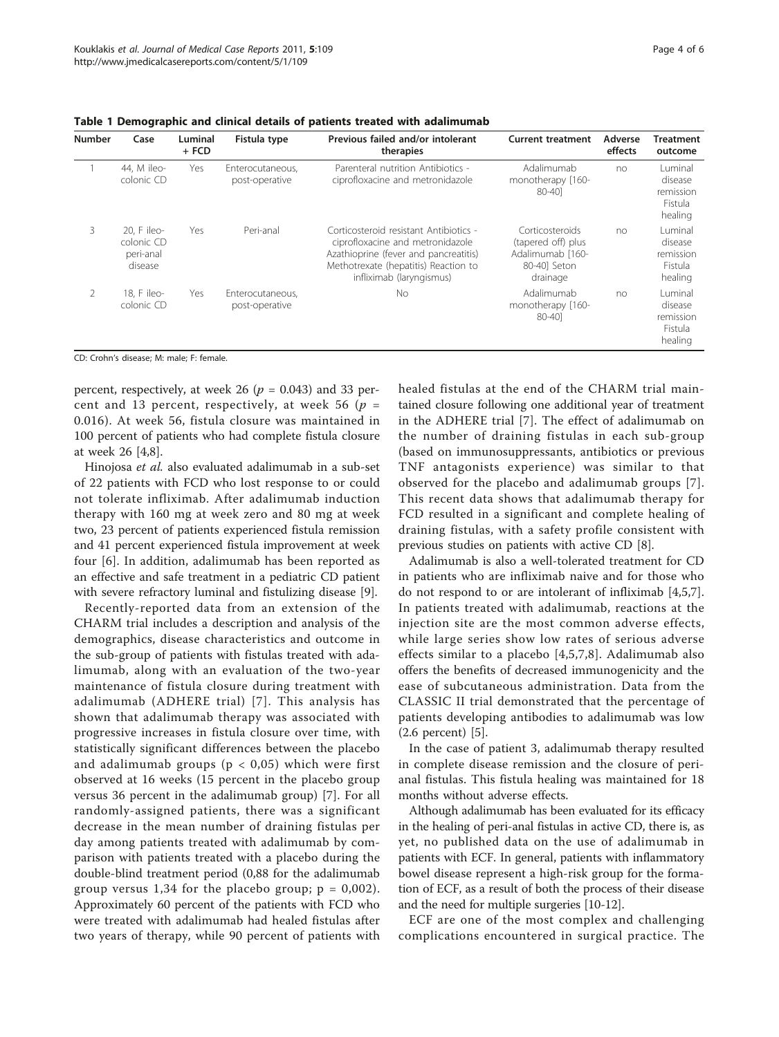**Table 1 Demographic and clinical details of patients treated with adalimumab**

| Number | Case | Luminal + FCD | Fistula type | Previous failed and/or intolerant therapies | Current treatment | Adverse effects | Treatment outcome |
|---|---|---|---|---|---|---|---|
| 1 | 44, M ileo-colonic CD | Yes | Enterocutaneous, post-operative | Parenteral nutrition Antibiotics - ciprofloxacine and metronidazole | Adalimumab monotherapy [160-80-40] | no | Luminal disease remission Fistula healing |
| 3 | 20, F ileo-colonic CD peri-anal disease | Yes | Peri-anal | Corticosteroid resistant Antibiotics - ciprofloxacine and metronidazole Azathioprine (fever and pancreatitis) Methotrexate (hepatitis) Reaction to infliximab (laryngismus) | Corticosteroids (tapered off) plus Adalimumab [160-80-40] Seton drainage | no | Luminal disease remission Fistula healing |
| 2 | 18, F ileo-colonic CD | Yes | Enterocutaneous, post-operative | No | Adalimumab monotherapy [160-80-40] | no | Luminal disease remission Fistula healing |

CD: Crohn's disease; M: male; F: female.

percent, respectively, at week 26 ($p = 0.043$) and 33 percent and 13 percent, respectively, at week 56 ($p = 0.016$). At week 56, fistula closure was maintained in 100 percent of patients who had complete fistula closure at week 26 [4,8].

Hinojosa *et al.* also evaluated adalimumab in a sub-set of 22 patients with FCD who lost response to or could not tolerate infliximab. After adalimumab induction therapy with 160 mg at week zero and 80 mg at week two, 23 percent of patients experienced fistula remission and 41 percent experienced fistula improvement at week four [6]. In addition, adalimumab has been reported as an effective and safe treatment in a pediatric CD patient with severe refractory luminal and fistulizing disease [9].

Recently-reported data from an extension of the CHARM trial includes a description and analysis of the demographics, disease characteristics and outcome in the sub-group of patients with fistulas treated with adalimumab, along with an evaluation of the two-year maintenance of fistula closure during treatment with adalimumab (ADHERE trial) [7]. This analysis has shown that adalimumab therapy was associated with progressive increases in fistula closure over time, with statistically significant differences between the placebo and adalimumab groups ($p < 0,05$) which were first observed at 16 weeks (15 percent in the placebo group versus 36 percent in the adalimumab group) [7]. For all randomly-assigned patients, there was a significant decrease in the mean number of draining fistulas per day among patients treated with adalimumab by comparison with patients treated with a placebo during the double-blind treatment period (0,88 for the adalimumab group versus 1,34 for the placebo group; $p = 0,002$). Approximately 60 percent of the patients with FCD who were treated with adalimumab had healed fistulas after two years of therapy, while 90 percent of patients with healed fistulas at the end of the CHARM trial maintained closure following one additional year of treatment in the ADHERE trial [7]. The effect of adalimumab on the number of draining fistulas in each sub-group (based on immunosuppressants, antibiotics or previous TNF antagonists experience) was similar to that observed for the placebo and adalimumab groups [7]. This recent data shows that adalimumab therapy for FCD resulted in a significant and complete healing of draining fistulas, with a safety profile consistent with previous studies on patients with active CD [8].

Adalimumab is also a well-tolerated treatment for CD in patients who are infliximab naive and for those who do not respond to or are intolerant of infliximab [4,5,7]. In patients treated with adalimumab, reactions at the injection site are the most common adverse effects, while large series show low rates of serious adverse effects similar to a placebo [4,5,7,8]. Adalimumab also offers the benefits of decreased immunogenicity and the ease of subcutaneous administration. Data from the CLASSIC II trial demonstrated that the percentage of patients developing antibodies to adalimumab was low (2.6 percent) [5].

In the case of patient 3, adalimumab therapy resulted in complete disease remission and the closure of peri-anal fistulas. This fistula healing was maintained for 18 months without adverse effects.

Although adalimumab has been evaluated for its efficacy in the healing of peri-anal fistulas in active CD, there is, as yet, no published data on the use of adalimumab in patients with ECF. In general, patients with inflammatory bowel disease represent a high-risk group for the formation of ECF, as a result of both the process of their disease and the need for multiple surgeries [10-12].

ECF are one of the most complex and challenging complications encountered in surgical practice. The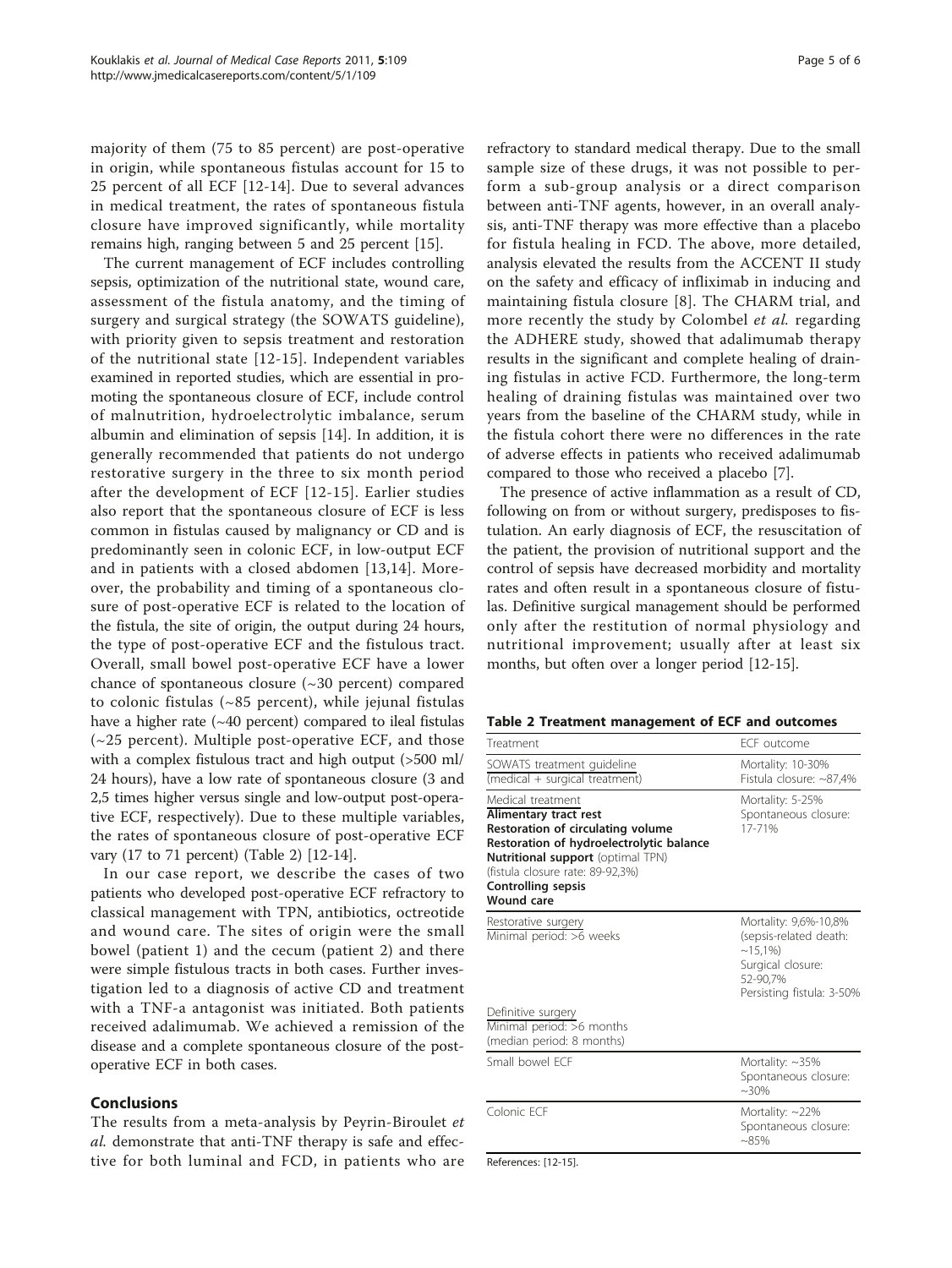majority of them (75 to 85 percent) are post-operative in origin, while spontaneous fistulas account for 15 to 25 percent of all ECF [12-14]. Due to several advances in medical treatment, the rates of spontaneous fistula closure have improved significantly, while mortality remains high, ranging between 5 and 25 percent [15].

The current management of ECF includes controlling sepsis, optimization of the nutritional state, wound care, assessment of the fistula anatomy, and the timing of surgery and surgical strategy (the SOWATS guideline), with priority given to sepsis treatment and restoration of the nutritional state [12-15]. Independent variables examined in reported studies, which are essential in promoting the spontaneous closure of ECF, include control of malnutrition, hydroelectrolytic imbalance, serum albumin and elimination of sepsis [14]. In addition, it is generally recommended that patients do not undergo restorative surgery in the three to six month period after the development of ECF [12-15]. Earlier studies also report that the spontaneous closure of ECF is less common in fistulas caused by malignancy or CD and is predominantly seen in colonic ECF, in low-output ECF and in patients with a closed abdomen [13,14]. Moreover, the probability and timing of a spontaneous closure of post-operative ECF is related to the location of the fistula, the site of origin, the output during 24 hours, the type of post-operative ECF and the fistulous tract. Overall, small bowel post-operative ECF have a lower chance of spontaneous closure (~30 percent) compared to colonic fistulas (~85 percent), while jejunal fistulas have a higher rate (~40 percent) compared to ileal fistulas (~25 percent). Multiple post-operative ECF, and those with a complex fistulous tract and high output (>500 ml/24 hours), have a low rate of spontaneous closure (3 and 2,5 times higher versus single and low-output post-operative ECF, respectively). Due to these multiple variables, the rates of spontaneous closure of post-operative ECF vary (17 to 71 percent) (Table 2) [12-14].

In our case report, we describe the cases of two patients who developed post-operative ECF refractory to classical management with TPN, antibiotics, octreotide and wound care. The sites of origin were the small bowel (patient 1) and the cecum (patient 2) and there were simple fistulous tracts in both cases. Further investigation led to a diagnosis of active CD and treatment with a TNF-a antagonist was initiated. Both patients received adalimumab. We achieved a remission of the disease and a complete spontaneous closure of the post-operative ECF in both cases.

## Conclusions

The results from a meta-analysis by Peyrin-Biroulet *et al.* demonstrate that anti-TNF therapy is safe and effective for both luminal and FCD, in patients who are refractory to standard medical therapy. Due to the small sample size of these drugs, it was not possible to perform a sub-group analysis or a direct comparison between anti-TNF agents, however, in an overall analysis, anti-TNF therapy was more effective than a placebo for fistula healing in FCD. The above, more detailed, analysis elevated the results from the ACCENT II study on the safety and efficacy of infliximab in inducing and maintaining fistula closure [8]. The CHARM trial, and more recently the study by Colombel *et al.* regarding the ADHERE study, showed that adalimumab therapy results in the significant and complete healing of draining fistulas in active FCD. Furthermore, the long-term healing of draining fistulas was maintained over two years from the baseline of the CHARM study, while in the fistula cohort there were no differences in the rate of adverse effects in patients who received adalimumab compared to those who received a placebo [7].

The presence of active inflammation as a result of CD, following on from or without surgery, predisposes to fistulation. An early diagnosis of ECF, the resuscitation of the patient, the provision of nutritional support and the control of sepsis have decreased morbidity and mortality rates and often result in a spontaneous closure of fistulas. Definitive surgical management should be performed only after the restitution of normal physiology and nutritional improvement; usually after at least six months, but often over a longer period [12-15].

**Table 2 Treatment management of ECF and outcomes**

| Treatment | ECF outcome |
|---|---|
| SOWATS treatment guideline<br>(medical + surgical treatment) | Mortality: 10-30%<br>Fistula closure: ~87,4% |
| Medical treatment<br>**Alimentary tract rest**<br>**Restoration of circulating volume**<br>**Restoration of hydroelectrolytic balance**<br>**Nutritional support** (optimal TPN)<br>(fistula closure rate: 89-92,3%)<br>**Controlling sepsis**<br>**Wound care** | Mortality: 5-25%<br>Spontaneous closure: 17-71% |
| Restorative surgery<br>Minimal period: >6 weeks<br><br>Definitive surgery<br>Minimal period: >6 months<br>(median period: 8 months) | Mortality: 9,6%-10,8%<br>(sepsis-related death: ~15,1%)<br>Surgical closure: 52-90,7%<br>Persisting fistula: 3-50% |
| Small bowel ECF | Mortality: ~35%<br>Spontaneous closure: ~30% |
| Colonic ECF | Mortality: ~22%<br>Spontaneous closure: ~85% |

References: [12-15].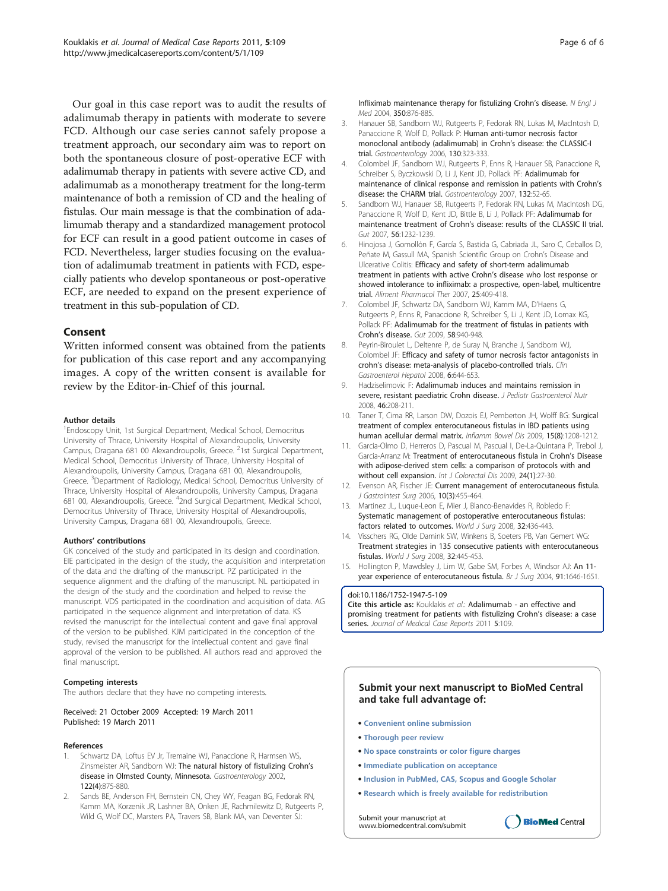Our goal in this case report was to audit the results of adalimumab therapy in patients with moderate to severe FCD. Although our case series cannot safely propose a treatment approach, our secondary aim was to report on both the spontaneous closure of post-operative ECF with adalimumab therapy in patients with severe active CD, and adalimumab as a monotherapy treatment for the long-term maintenance of both a remission of CD and the healing of fistulas. Our main message is that the combination of adalimumab therapy and a standardized management protocol for ECF can result in a good patient outcome in cases of FCD. Nevertheless, larger studies focusing on the evaluation of adalimumab treatment in patients with FCD, especially patients who develop spontaneous or post-operative ECF, are needed to expand on the present experience of treatment in this sub-population of CD.

## Consent

Written informed consent was obtained from the patients for publication of this case report and any accompanying images. A copy of the written consent is available for review by the Editor-in-Chief of this journal.

#### Author details

[1]Endoscopy Unit, 1st Surgical Department, Medical School, Democritus University of Thrace, University Hospital of Alexandroupolis, University Campus, Dragana 681 00 Alexandroupolis, Greece. [2]1st Surgical Department, Medical School, Democritus University of Thrace, University Hospital of Alexandroupolis, University Campus, Dragana 681 00, Alexandroupolis, Greece. [3]Department of Radiology, Medical School, Democritus University of Thrace, University Hospital of Alexandroupolis, University Campus, Dragana 681 00, Alexandroupolis, Greece. [4]2nd Surgical Department, Medical School, Democritus University of Thrace, University Hospital of Alexandroupolis, University Campus, Dragana 681 00, Alexandroupolis, Greece.

#### Authors' contributions

GK conceived of the study and participated in its design and coordination. EIE participated in the design of the study, the acquisition and interpretation of the data and the drafting of the manuscript. PZ participated in the sequence alignment and the drafting of the manuscript. NL participated in the design of the study and the coordination and helped to revise the manuscript. VDS participated in the coordination and acquisition of data. AG participated in the sequence alignment and interpretation of data. KS revised the manuscript for the intellectual content and gave final approval of the version to be published. KJM participated in the conception of the study, revised the manuscript for the intellectual content and gave final approval of the version to be published. All authors read and approved the final manuscript.

#### Competing interests

The authors declare that they have no competing interests.

Received: 21 October 2009 Accepted: 19 March 2011
Published: 19 March 2011

#### References

1. Schwartz DA, Loftus EV Jr, Tremaine WJ, Panaccione R, Harmsen WS, Zinsmeister AR, Sandborn WJ: **The natural history of fistulizing Crohn's disease in Olmsted County, Minnesota.** *Gastroenterology* 2002, **122(4)**:875-880.
2. Sands BE, Anderson FH, Bernstein CN, Chey WY, Feagan BG, Fedorak RN, Kamm MA, Korzenik JR, Lashner BA, Onken JE, Rachmilewitz D, Rutgeerts P, Wild G, Wolf DC, Marsters PA, Travers SB, Blank MA, van Deventer SJ: **Infliximab maintenance therapy for fistulizing Crohn's disease.** *N Engl J Med* 2004, **350**:876-885.
3. Hanauer SB, Sandborn WJ, Rutgeerts P, Fedorak RN, Lukas M, MacIntosh D, Panaccione R, Wolf D, Pollack P: **Human anti-tumor necrosis factor monoclonal antibody (adalimumab) in Crohn's disease: the CLASSIC-I trial.** *Gastroenterology* 2006, **130**:323-333.
4. Colombel JF, Sandborn WJ, Rutgeerts P, Enns R, Hanauer SB, Panaccione R, Schreiber S, Byczkowski D, Li J, Kent JD, Pollack PF: **Adalimumab for maintenance of clinical response and remission in patients with Crohn's disease: the CHARM trial.** *Gastroenterology* 2007, **132**:52-65.
5. Sandborn WJ, Hanauer SB, Rutgeerts P, Fedorak RN, Lukas M, MacIntosh DG, Panaccione R, Wolf D, Kent JD, Bittle B, Li J, Pollack PF: **Adalimumab for maintenance treatment of Crohn's disease: results of the CLASSIC II trial.** *Gut* 2007, **56**:1232-1239.
6. Hinojosa J, Gomollón F, García S, Bastida G, Cabriada JL, Saro C, Ceballos D, Peñate M, Gassull MA, Spanish Scientific Group on Crohn's Disease and Ulcerative Colitis: **Efficacy and safety of short-term adalimumab treatment in patients with active Crohn's disease who lost response or showed intolerance to infliximab: a prospective, open-label, multicentre trial.** *Aliment Pharmacol Ther* 2007, **25**:409-418.
7. Colombel JF, Schwartz DA, Sandborn WJ, Kamm MA, D'Haens G, Rutgeerts P, Enns R, Panaccione R, Schreiber S, Li J, Kent JD, Lomax KG, Pollack PF: **Adalimumab for the treatment of fistulas in patients with Crohn's disease.** *Gut* 2009, **58**:940-948.
8. Peyrin-Biroulet L, Deltenre P, de Suray N, Branche J, Sandborn WJ, Colombel JF: **Efficacy and safety of tumor necrosis factor antagonists in crohn's disease: meta-analysis of placebo-controlled trials.** *Clin Gastroenterol Hepatol* 2008, **6**:644-653.
9. Hadziselimovic F: **Adalimumab induces and maintains remission in severe, resistant paediatric Crohn disease.** *J Pediatr Gastroenterol Nutr* 2008, **46**:208-211.
10. Taner T, Cima RR, Larson DW, Dozois EJ, Pemberton JH, Wolff BG: **Surgical treatment of complex enterocutaneous fistulas in IBD patients using human acellular dermal matrix.** *Inflamm Bowel Dis* 2009, **15(8)**:1208-1212.
11. Garcia-Olmo D, Herreros D, Pascual M, Pascual I, De-La-Quintana P, Trebol J, Garcia-Arranz M: **Treatment of enterocutaneous fistula in Crohn's Disease with adipose-derived stem cells: a comparison of protocols with and without cell expansion.** *Int J Colorectal Dis* 2009, **24(1)**:27-30.
12. Evenson AR, Fischer JE: **Current management of enterocutaneous fistula.** *J Gastrointest Surg* 2006, **10(3)**:455-464.
13. Martinez JL, Luque-Leon E, Mier J, Blanco-Benavides R, Robledo F: **Systematic management of postoperative enterocutaneous fistulas: factors related to outcomes.** *World J Surg* 2008, **32**:436-443.
14. Visschers RG, Olde Damink SW, Winkens B, Soeters PB, Van Gemert WG: **Treatment strategies in 135 consecutive patients with enterocutaneous fistulas.** *World J Surg* 2008, **32**:445-453.
15. Hollington P, Mawdsley J, Lim W, Gabe SM, Forbes A, Windsor AJ: **An 11-year experience of enterocutaneous fistula.** *Br J Surg* 2004, **91**:1646-1651.

doi:10.1186/1752-1947-5-109
**Cite this article as:** Kouklakis *et al.*: Adalimumab - an effective and promising treatment for patients with fistulizing Crohn's disease: a case series. *Journal of Medical Case Reports* 2011 **5**:109.

**Submit your next manuscript to BioMed Central and take full advantage of:**

- Convenient online submission
- Thorough peer review
- No space constraints or color figure charges
- Immediate publication on acceptance
- Inclusion in PubMed, CAS, Scopus and Google Scholar
- Research which is freely available for redistribution

Submit your manuscript at
www.biomedcentral.com/submit

BioMed Central